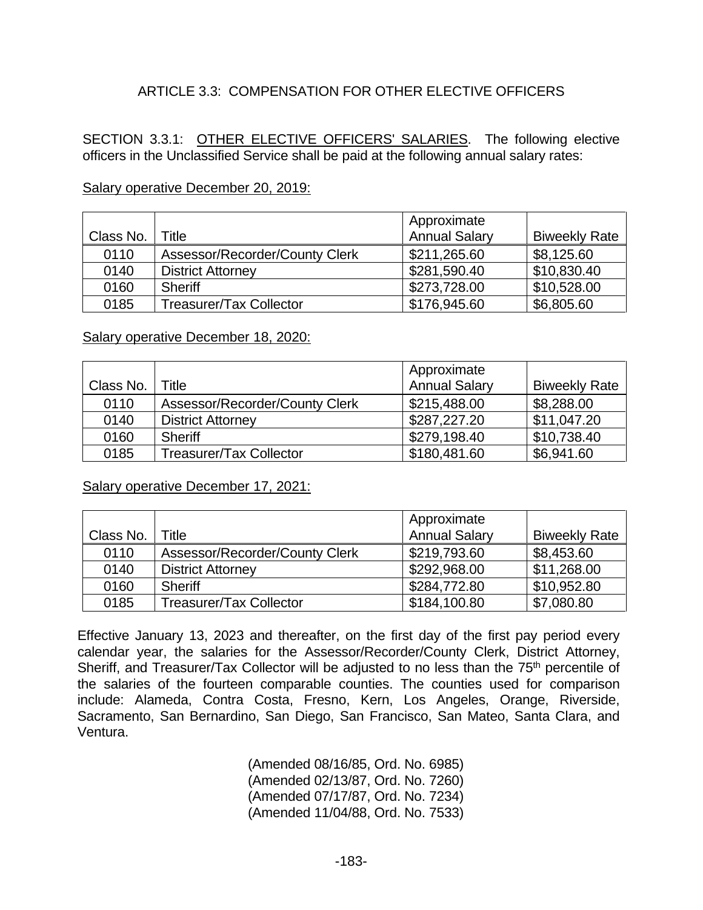## ARTICLE 3.3: COMPENSATION FOR OTHER ELECTIVE OFFICERS

SECTION 3.3.1: OTHER ELECTIVE OFFICERS' SALARIES. The following elective officers in the Unclassified Service shall be paid at the following annual salary rates:

Salary operative December 20, 2019:

| Class No. | Title | Approximate Annual Salary | Biweekly Rate |
|---|---|---|---|
| 0110 | Assessor/Recorder/County Clerk | $211,265.60 | $8,125.60 |
| 0140 | District Attorney | $281,590.40 | $10,830.40 |
| 0160 | Sheriff | $273,728.00 | $10,528.00 |
| 0185 | Treasurer/Tax Collector | $176,945.60 | $6,805.60 |

Salary operative December 18, 2020:

| Class No. | Title | Approximate Annual Salary | Biweekly Rate |
|---|---|---|---|
| 0110 | Assessor/Recorder/County Clerk | $215,488.00 | $8,288.00 |
| 0140 | District Attorney | $287,227.20 | $11,047.20 |
| 0160 | Sheriff | $279,198.40 | $10,738.40 |
| 0185 | Treasurer/Tax Collector | $180,481.60 | $6,941.60 |

Salary operative December 17, 2021:

| Class No. | Title | Approximate Annual Salary | Biweekly Rate |
|---|---|---|---|
| 0110 | Assessor/Recorder/County Clerk | $219,793.60 | $8,453.60 |
| 0140 | District Attorney | $292,968.00 | $11,268.00 |
| 0160 | Sheriff | $284,772.80 | $10,952.80 |
| 0185 | Treasurer/Tax Collector | $184,100.80 | $7,080.80 |

Effective January 13, 2023 and thereafter, on the first day of the first pay period every calendar year, the salaries for the Assessor/Recorder/County Clerk, District Attorney, Sheriff, and Treasurer/Tax Collector will be adjusted to no less than the 75th percentile of the salaries of the fourteen comparable counties. The counties used for comparison include: Alameda, Contra Costa, Fresno, Kern, Los Angeles, Orange, Riverside, Sacramento, San Bernardino, San Diego, San Francisco, San Mateo, Santa Clara, and Ventura.

(Amended 08/16/85, Ord. No. 6985)
(Amended 02/13/87, Ord. No. 7260)
(Amended 07/17/87, Ord. No. 7234)
(Amended 11/04/88, Ord. No. 7533)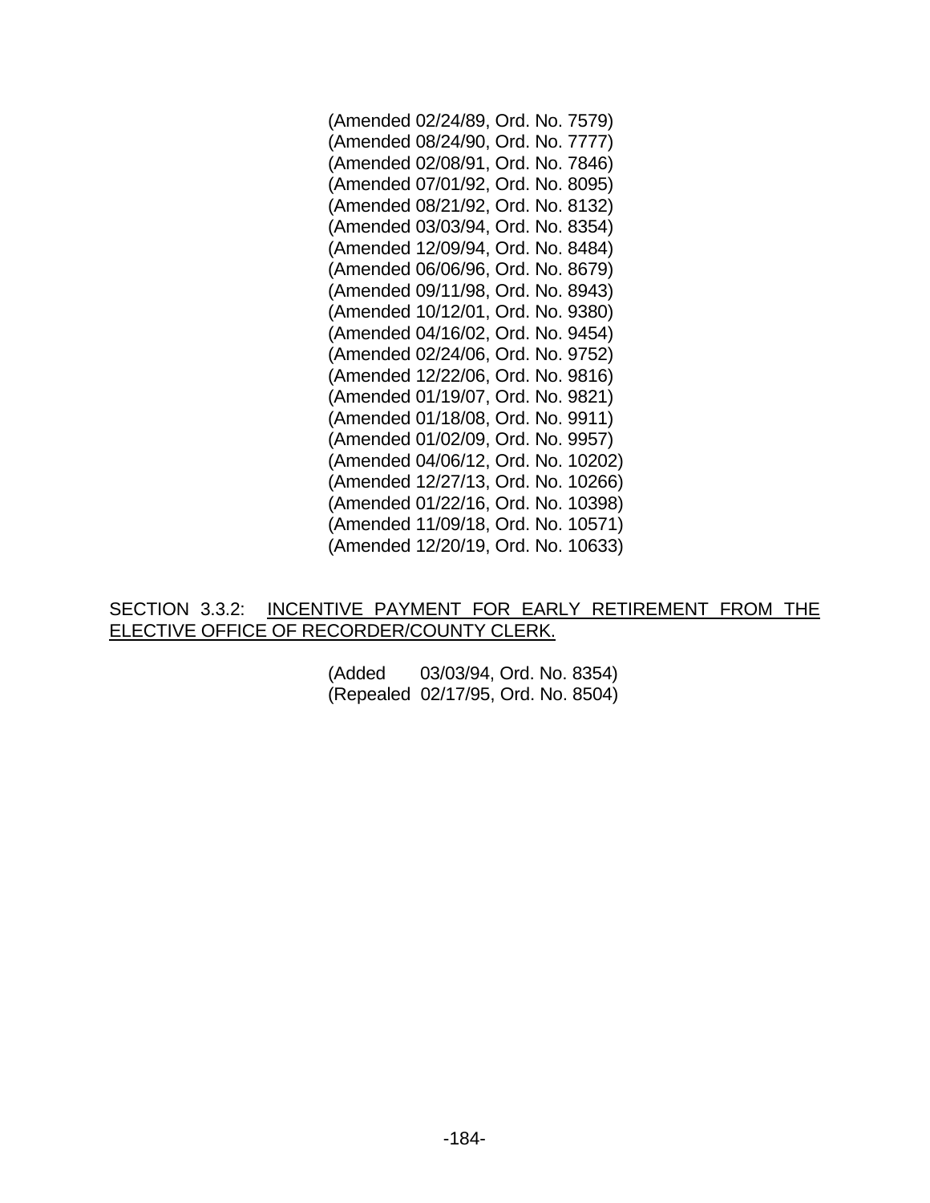(Amended 02/24/89, Ord. No. 7579)
(Amended 08/24/90, Ord. No. 7777)
(Amended 02/08/91, Ord. No. 7846)
(Amended 07/01/92, Ord. No. 8095)
(Amended 08/21/92, Ord. No. 8132)
(Amended 03/03/94, Ord. No. 8354)
(Amended 12/09/94, Ord. No. 8484)
(Amended 06/06/96, Ord. No. 8679)
(Amended 09/11/98, Ord. No. 8943)
(Amended 10/12/01, Ord. No. 9380)
(Amended 04/16/02, Ord. No. 9454)
(Amended 02/24/06, Ord. No. 9752)
(Amended 12/22/06, Ord. No. 9816)
(Amended 01/19/07, Ord. No. 9821)
(Amended 01/18/08, Ord. No. 9911)
(Amended 01/02/09, Ord. No. 9957)
(Amended 04/06/12, Ord. No. 10202)
(Amended 12/27/13, Ord. No. 10266)
(Amended 01/22/16, Ord. No. 10398)
(Amended 11/09/18, Ord. No. 10571)
(Amended 12/20/19, Ord. No. 10633)

SECTION 3.3.2: INCENTIVE PAYMENT FOR EARLY RETIREMENT FROM THE ELECTIVE OFFICE OF RECORDER/COUNTY CLERK.

(Added 03/03/94, Ord. No. 8354)
(Repealed 02/17/95, Ord. No. 8504)